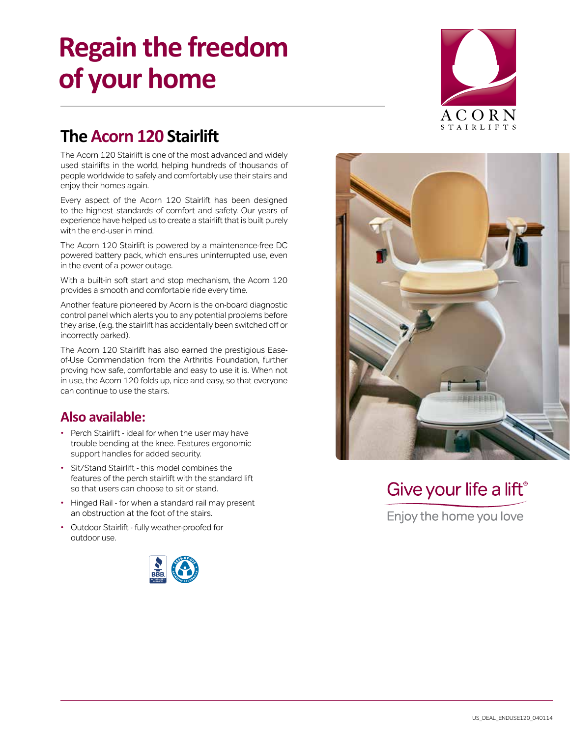# Regain the freedom of your home

ACORN STAIRLIFTS

## The Acorn 120 Stairlift

The Acorn 120 Stairlift is one of the most advanced and widely used stairlifts in the world, helping hundreds of thousands of people worldwide to safely and comfortably use their stairs and enjoy their homes again.

Every aspect of the Acorn 120 Stairlift has been designed to the highest standards of comfort and safety. Our years of experience have helped us to create a stairlift that is built purely with the end-user in mind.

The Acorn 120 Stairlift is powered by a maintenance-free DC powered battery pack, which ensures uninterrupted use, even in the event of a power outage.

With a built-in soft start and stop mechanism, the Acorn 120 provides a smooth and comfortable ride every time.

Another feature pioneered by Acorn is the on-board diagnostic control panel which alerts you to any potential problems before they arise, (e.g. the stairlift has accidentally been switched off or incorrectly parked).

The Acorn 120 Stairlift has also earned the prestigious Ease-of-Use Commendation from the Arthritis Foundation, further proving how safe, comfortable and easy to use it is. When not in use, the Acorn 120 folds up, nice and easy, so that everyone can continue to use the stairs.

## Also available:

- Perch Stairlift - ideal for when the user may have trouble bending at the knee. Features ergonomic support handles for added security.
- Sit/Stand Stairlift - this model combines the features of the perch stairlift with the standard lift so that users can choose to sit or stand.
- Hinged Rail - for when a standard rail may present an obstruction at the foot of the stairs.
- Outdoor Stairlift - fully weather-proofed for outdoor use.

Give your life a lift®

Enjoy the home you love

US_DEAL_ENDUSE120_040114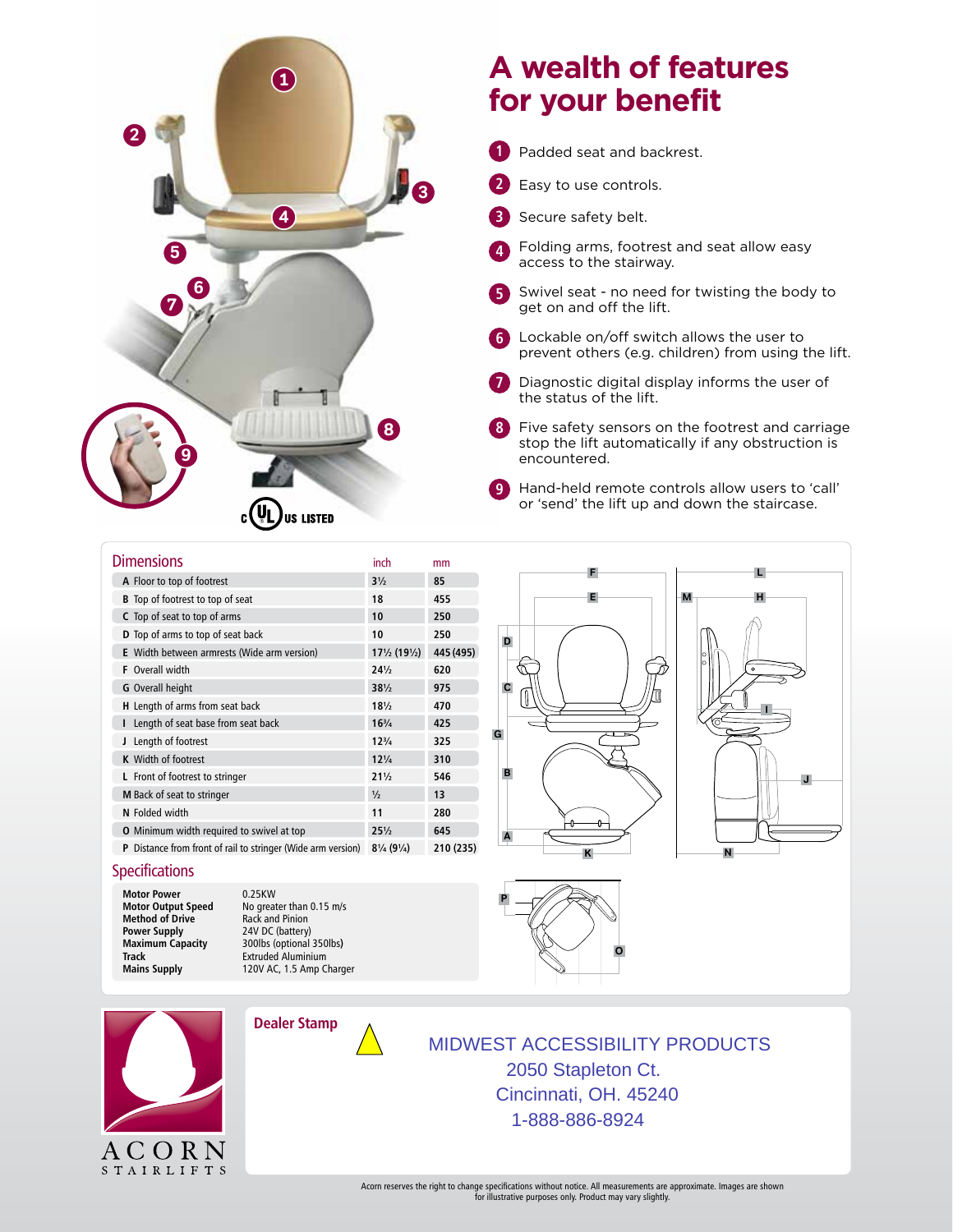# A wealth of features for your benefit

1. Padded seat and backrest.
2. Easy to use controls.
3. Secure safety belt.
4. Folding arms, footrest and seat allow easy access to the stairway.
5. Swivel seat - no need for twisting the body to get on and off the lift.
6. Lockable on/off switch allows the user to prevent others (e.g. children) from using the lift.
7. Diagnostic digital display informs the user of the status of the lift.
8. Five safety sensors on the footrest and carriage stop the lift automatically if any obstruction is encountered.
9. Hand-held remote controls allow users to 'call' or 'send' the lift up and down the staircase.

c UL US LISTED

## Dimensions

| Dimensions | inch | mm |
|---|---|---|
| **A** Floor to top of footrest | 3½ | 85 |
| **B** Top of footrest to top of seat | 18 | 455 |
| **C** Top of seat to top of arms | 10 | 250 |
| **D** Top of arms to top of seat back | 10 | 250 |
| **E** Width between armrests (Wide arm version) | 17½ (19½) | 445 (495) |
| **F** Overall width | 24½ | 620 |
| **G** Overall height | 38½ | 975 |
| **H** Length of arms from seat back | 18½ | 470 |
| **I** Length of seat base from seat back | 16¾ | 425 |
| **J** Length of footrest | 12¾ | 325 |
| **K** Width of footrest | 12¼ | 310 |
| **L** Front of footrest to stringer | 21½ | 546 |
| **M** Back of seat to stringer | ½ | 13 |
| **N** Folded width | 11 | 280 |
| **O** Minimum width required to swivel at top | 25½ | 645 |
| **P** Distance from front of rail to stringer (Wide arm version) | 8¼ (9¼) | 210 (235) |

## Specifications

| | |
|---|---|
| **Motor Power** | 0.25KW |
| **Motor Output Speed** | No greater than 0.15 m/s |
| **Method of Drive** | Rack and Pinion |
| **Power Supply** | 24V DC (battery) |
| **Maximum Capacity** | 300lbs (optional 350lbs) |
| **Track** | Extruded Aluminium |
| **Mains Supply** | 120V AC, 1.5 Amp Charger |

ACORN STAIRLIFTS

**Dealer Stamp**

MIDWEST ACCESSIBILITY PRODUCTS
2050 Stapleton Ct.
Cincinnati, OH. 45240
1-888-886-8924

Acorn reserves the right to change specifications without notice. All measurements are approximate. Images are shown for illustrative purposes only. Product may vary slightly.